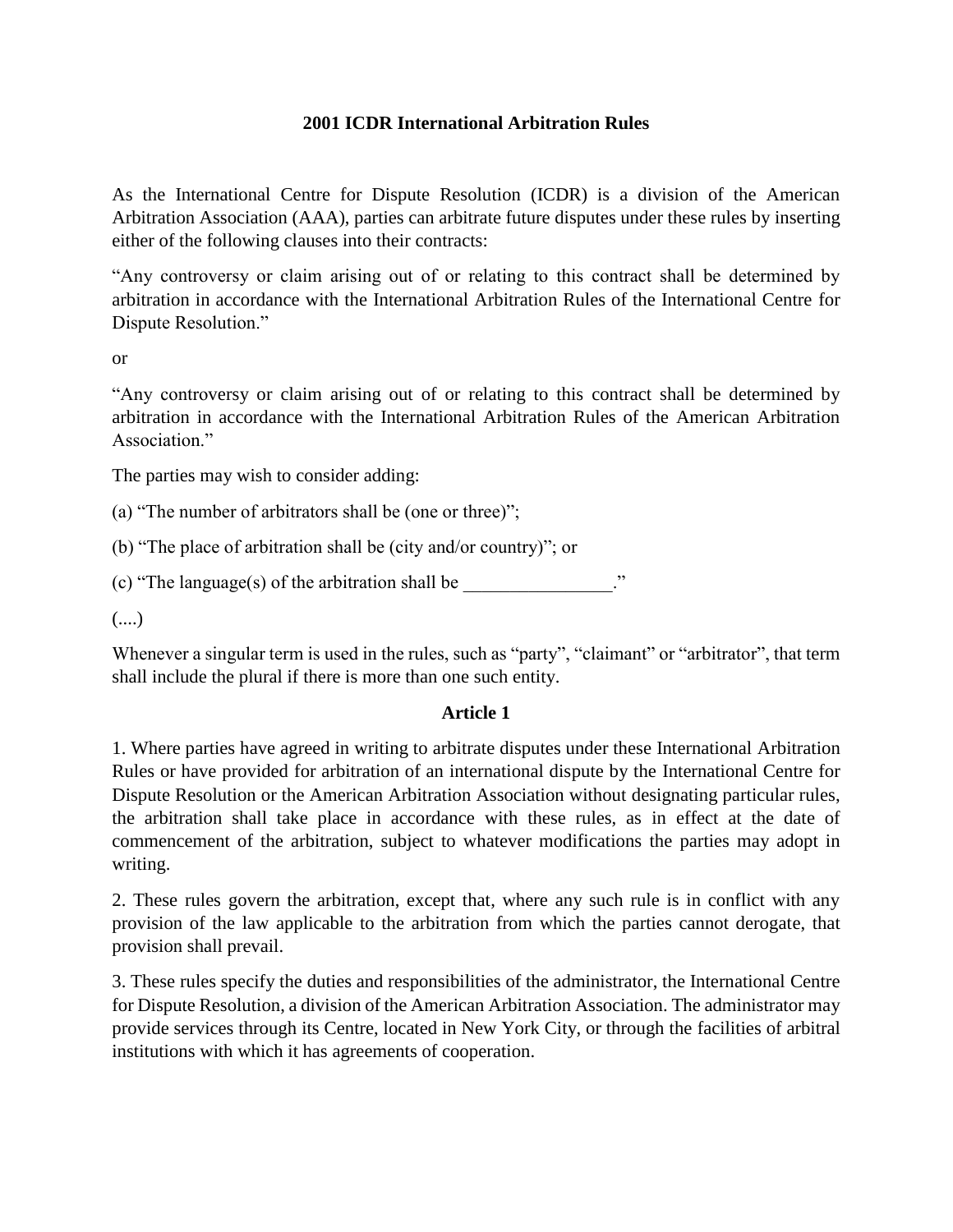# 2001 ICDR International Arbitration Rules

As the International Centre for Dispute Resolution (ICDR) is a division of the American Arbitration Association (AAA), parties can arbitrate future disputes under these rules by inserting either of the following clauses into their contracts:

"Any controversy or claim arising out of or relating to this contract shall be determined by arbitration in accordance with the International Arbitration Rules of the International Centre for Dispute Resolution."

or

"Any controversy or claim arising out of or relating to this contract shall be determined by arbitration in accordance with the International Arbitration Rules of the American Arbitration Association."

The parties may wish to consider adding:

(a) "The number of arbitrators shall be (one or three)";

(b) "The place of arbitration shall be (city and/or country)"; or

(c) "The language(s) of the arbitration shall be ________________."

(....)

Whenever a singular term is used in the rules, such as "party", "claimant" or "arbitrator", that term shall include the plural if there is more than one such entity.

## Article 1

1. Where parties have agreed in writing to arbitrate disputes under these International Arbitration Rules or have provided for arbitration of an international dispute by the International Centre for Dispute Resolution or the American Arbitration Association without designating particular rules, the arbitration shall take place in accordance with these rules, as in effect at the date of commencement of the arbitration, subject to whatever modifications the parties may adopt in writing.

2. These rules govern the arbitration, except that, where any such rule is in conflict with any provision of the law applicable to the arbitration from which the parties cannot derogate, that provision shall prevail.

3. These rules specify the duties and responsibilities of the administrator, the International Centre for Dispute Resolution, a division of the American Arbitration Association. The administrator may provide services through its Centre, located in New York City, or through the facilities of arbitral institutions with which it has agreements of cooperation.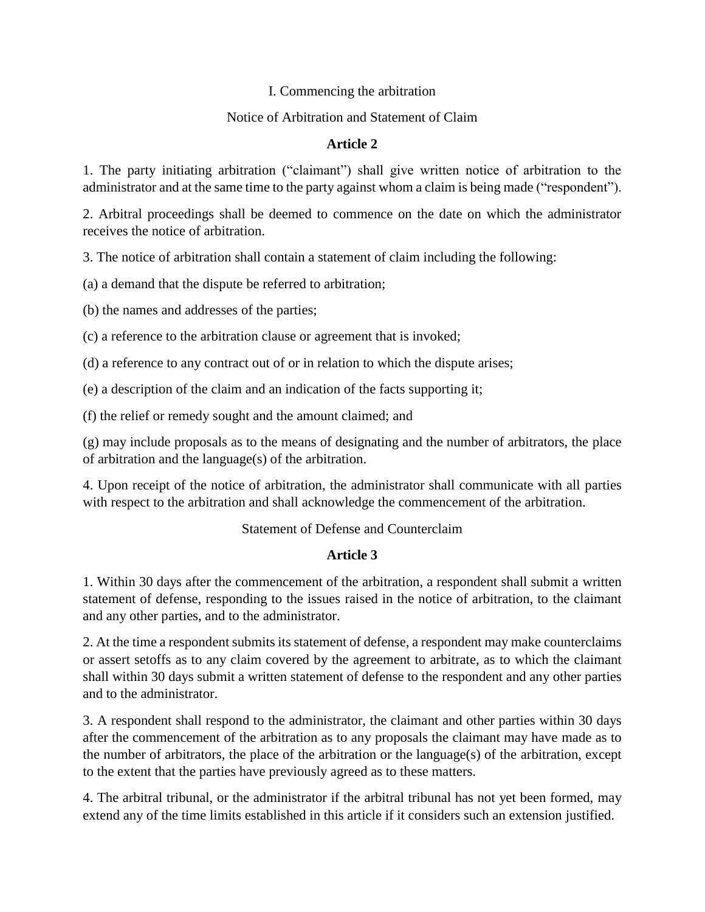## I. Commencing the arbitration

### Notice of Arbitration and Statement of Claim

### Article 2

1. The party initiating arbitration ("claimant") shall give written notice of arbitration to the administrator and at the same time to the party against whom a claim is being made ("respondent").

2. Arbitral proceedings shall be deemed to commence on the date on which the administrator receives the notice of arbitration.

3. The notice of arbitration shall contain a statement of claim including the following:

(a) a demand that the dispute be referred to arbitration;

(b) the names and addresses of the parties;

(c) a reference to the arbitration clause or agreement that is invoked;

(d) a reference to any contract out of or in relation to which the dispute arises;

(e) a description of the claim and an indication of the facts supporting it;

(f) the relief or remedy sought and the amount claimed; and

(g) may include proposals as to the means of designating and the number of arbitrators, the place of arbitration and the language(s) of the arbitration.

4. Upon receipt of the notice of arbitration, the administrator shall communicate with all parties with respect to the arbitration and shall acknowledge the commencement of the arbitration.

### Statement of Defense and Counterclaim

### Article 3

1. Within 30 days after the commencement of the arbitration, a respondent shall submit a written statement of defense, responding to the issues raised in the notice of arbitration, to the claimant and any other parties, and to the administrator.

2. At the time a respondent submits its statement of defense, a respondent may make counterclaims or assert setoffs as to any claim covered by the agreement to arbitrate, as to which the claimant shall within 30 days submit a written statement of defense to the respondent and any other parties and to the administrator.

3. A respondent shall respond to the administrator, the claimant and other parties within 30 days after the commencement of the arbitration as to any proposals the claimant may have made as to the number of arbitrators, the place of the arbitration or the language(s) of the arbitration, except to the extent that the parties have previously agreed as to these matters.

4. The arbitral tribunal, or the administrator if the arbitral tribunal has not yet been formed, may extend any of the time limits established in this article if it considers such an extension justified.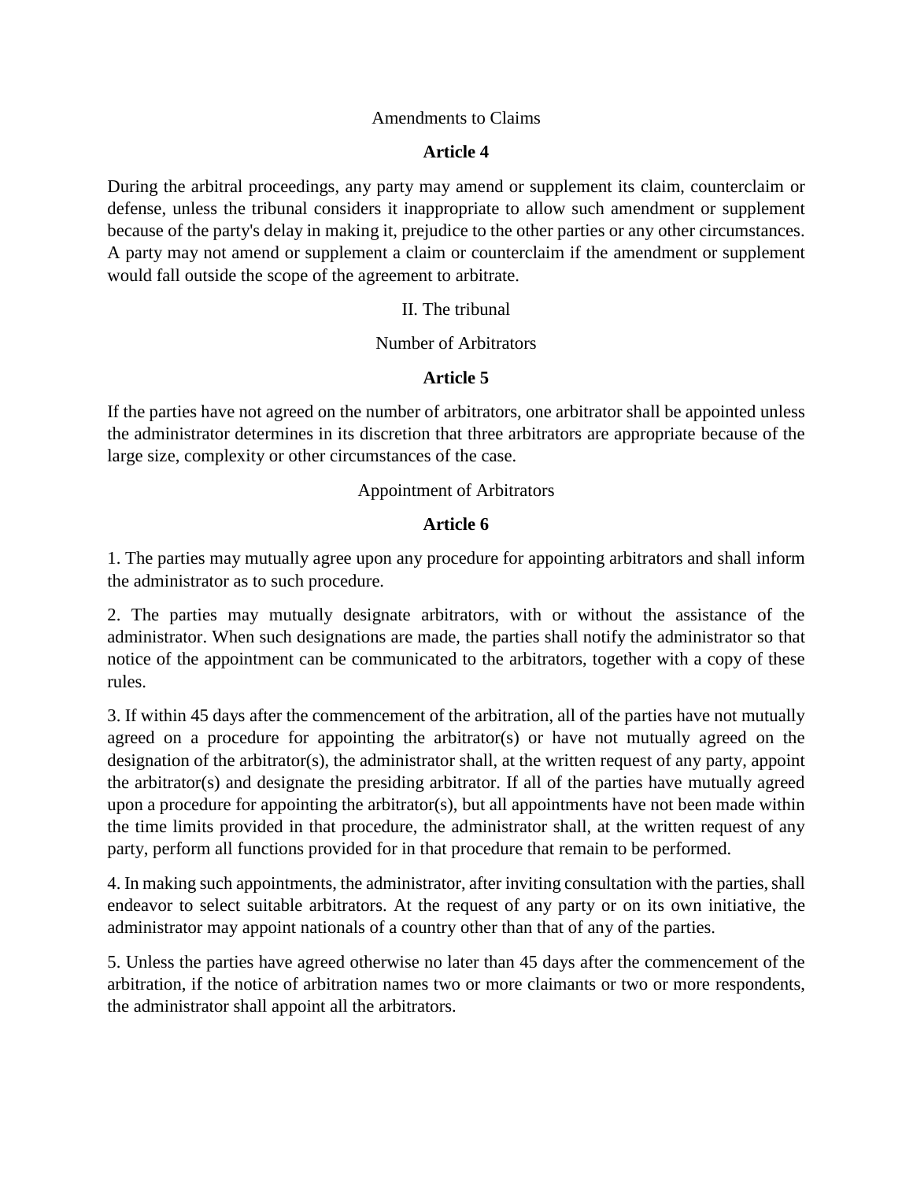Amendments to Claims

**Article 4**

During the arbitral proceedings, any party may amend or supplement its claim, counterclaim or defense, unless the tribunal considers it inappropriate to allow such amendment or supplement because of the party's delay in making it, prejudice to the other parties or any other circumstances. A party may not amend or supplement a claim or counterclaim if the amendment or supplement would fall outside the scope of the agreement to arbitrate.

## II. The tribunal

Number of Arbitrators

**Article 5**

If the parties have not agreed on the number of arbitrators, one arbitrator shall be appointed unless the administrator determines in its discretion that three arbitrators are appropriate because of the large size, complexity or other circumstances of the case.

Appointment of Arbitrators

**Article 6**

1. The parties may mutually agree upon any procedure for appointing arbitrators and shall inform the administrator as to such procedure.

2. The parties may mutually designate arbitrators, with or without the assistance of the administrator. When such designations are made, the parties shall notify the administrator so that notice of the appointment can be communicated to the arbitrators, together with a copy of these rules.

3. If within 45 days after the commencement of the arbitration, all of the parties have not mutually agreed on a procedure for appointing the arbitrator(s) or have not mutually agreed on the designation of the arbitrator(s), the administrator shall, at the written request of any party, appoint the arbitrator(s) and designate the presiding arbitrator. If all of the parties have mutually agreed upon a procedure for appointing the arbitrator(s), but all appointments have not been made within the time limits provided in that procedure, the administrator shall, at the written request of any party, perform all functions provided for in that procedure that remain to be performed.

4. In making such appointments, the administrator, after inviting consultation with the parties, shall endeavor to select suitable arbitrators. At the request of any party or on its own initiative, the administrator may appoint nationals of a country other than that of any of the parties.

5. Unless the parties have agreed otherwise no later than 45 days after the commencement of the arbitration, if the notice of arbitration names two or more claimants or two or more respondents, the administrator shall appoint all the arbitrators.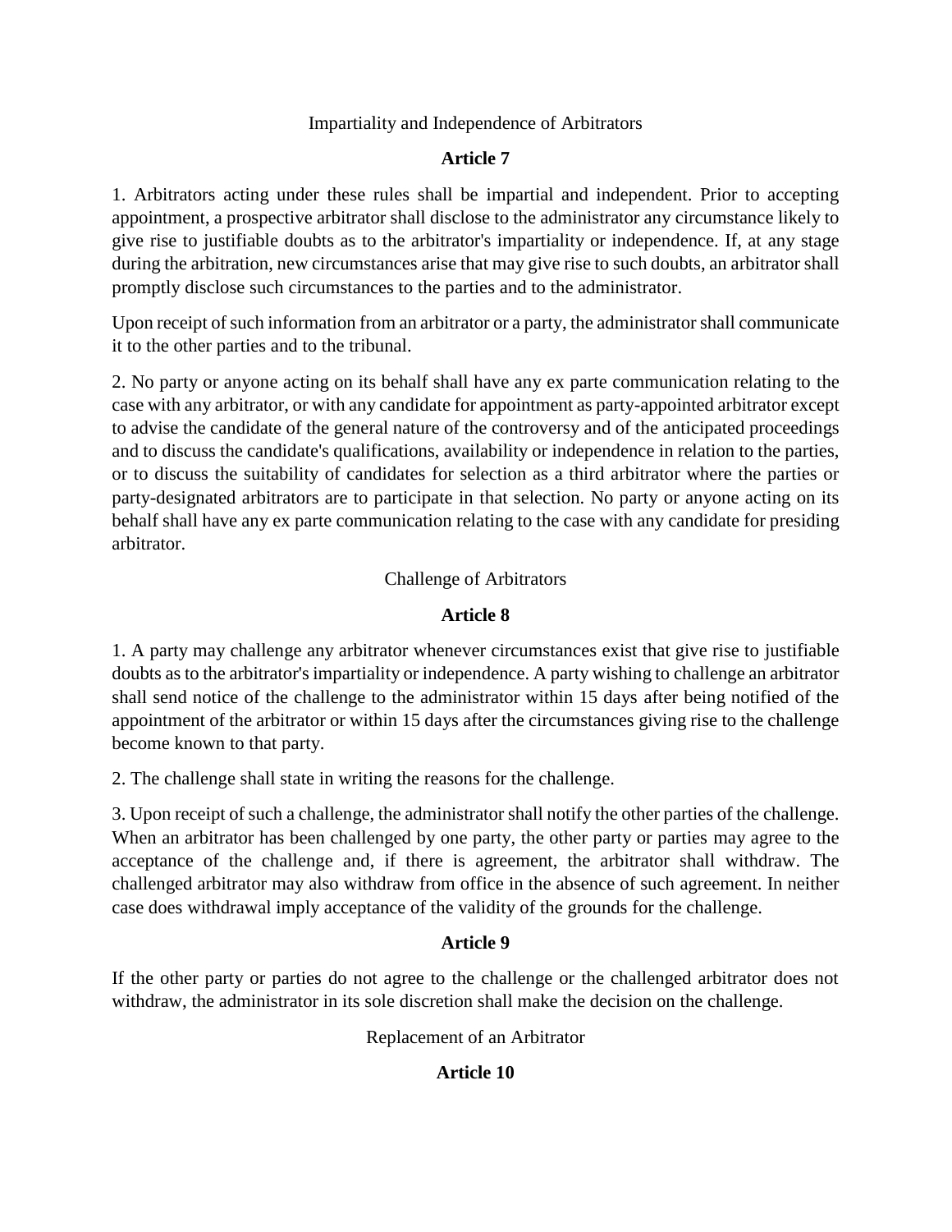### Impartiality and Independence of Arbitrators

## Article 7

1. Arbitrators acting under these rules shall be impartial and independent. Prior to accepting appointment, a prospective arbitrator shall disclose to the administrator any circumstance likely to give rise to justifiable doubts as to the arbitrator's impartiality or independence. If, at any stage during the arbitration, new circumstances arise that may give rise to such doubts, an arbitrator shall promptly disclose such circumstances to the parties and to the administrator.

Upon receipt of such information from an arbitrator or a party, the administrator shall communicate it to the other parties and to the tribunal.

2. No party or anyone acting on its behalf shall have any ex parte communication relating to the case with any arbitrator, or with any candidate for appointment as party-appointed arbitrator except to advise the candidate of the general nature of the controversy and of the anticipated proceedings and to discuss the candidate's qualifications, availability or independence in relation to the parties, or to discuss the suitability of candidates for selection as a third arbitrator where the parties or party-designated arbitrators are to participate in that selection. No party or anyone acting on its behalf shall have any ex parte communication relating to the case with any candidate for presiding arbitrator.

### Challenge of Arbitrators

## Article 8

1. A party may challenge any arbitrator whenever circumstances exist that give rise to justifiable doubts as to the arbitrator's impartiality or independence. A party wishing to challenge an arbitrator shall send notice of the challenge to the administrator within 15 days after being notified of the appointment of the arbitrator or within 15 days after the circumstances giving rise to the challenge become known to that party.

2. The challenge shall state in writing the reasons for the challenge.

3. Upon receipt of such a challenge, the administrator shall notify the other parties of the challenge. When an arbitrator has been challenged by one party, the other party or parties may agree to the acceptance of the challenge and, if there is agreement, the arbitrator shall withdraw. The challenged arbitrator may also withdraw from office in the absence of such agreement. In neither case does withdrawal imply acceptance of the validity of the grounds for the challenge.

## Article 9

If the other party or parties do not agree to the challenge or the challenged arbitrator does not withdraw, the administrator in its sole discretion shall make the decision on the challenge.

### Replacement of an Arbitrator

## Article 10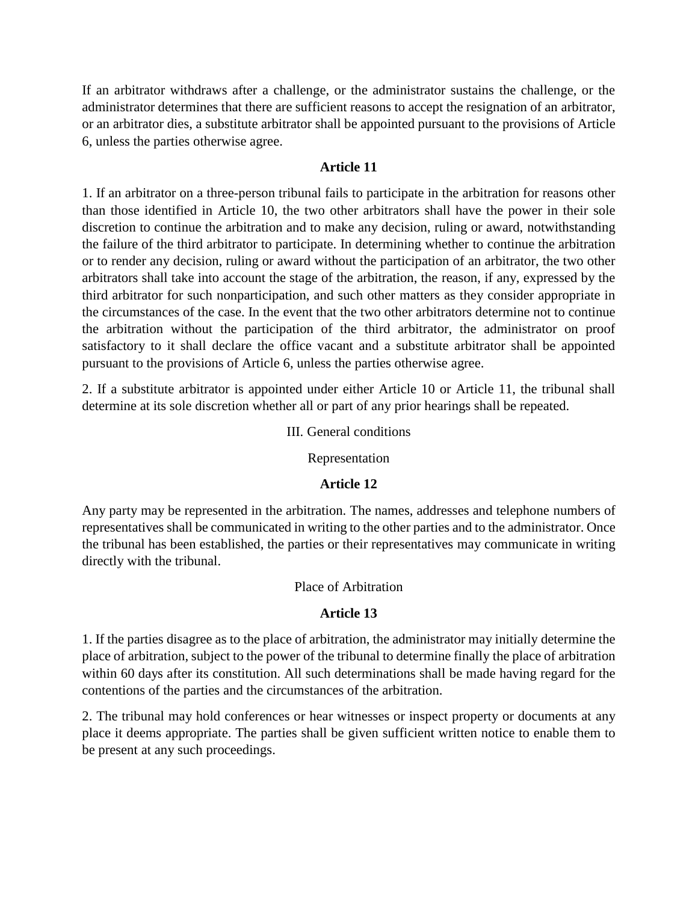If an arbitrator withdraws after a challenge, or the administrator sustains the challenge, or the administrator determines that there are sufficient reasons to accept the resignation of an arbitrator, or an arbitrator dies, a substitute arbitrator shall be appointed pursuant to the provisions of Article 6, unless the parties otherwise agree.

**Article 11**

1. If an arbitrator on a three-person tribunal fails to participate in the arbitration for reasons other than those identified in Article 10, the two other arbitrators shall have the power in their sole discretion to continue the arbitration and to make any decision, ruling or award, notwithstanding the failure of the third arbitrator to participate. In determining whether to continue the arbitration or to render any decision, ruling or award without the participation of an arbitrator, the two other arbitrators shall take into account the stage of the arbitration, the reason, if any, expressed by the third arbitrator for such nonparticipation, and such other matters as they consider appropriate in the circumstances of the case. In the event that the two other arbitrators determine not to continue the arbitration without the participation of the third arbitrator, the administrator on proof satisfactory to it shall declare the office vacant and a substitute arbitrator shall be appointed pursuant to the provisions of Article 6, unless the parties otherwise agree.

2. If a substitute arbitrator is appointed under either Article 10 or Article 11, the tribunal shall determine at its sole discretion whether all or part of any prior hearings shall be repeated.

III. General conditions

Representation

**Article 12**

Any party may be represented in the arbitration. The names, addresses and telephone numbers of representatives shall be communicated in writing to the other parties and to the administrator. Once the tribunal has been established, the parties or their representatives may communicate in writing directly with the tribunal.

Place of Arbitration

**Article 13**

1. If the parties disagree as to the place of arbitration, the administrator may initially determine the place of arbitration, subject to the power of the tribunal to determine finally the place of arbitration within 60 days after its constitution. All such determinations shall be made having regard for the contentions of the parties and the circumstances of the arbitration.

2. The tribunal may hold conferences or hear witnesses or inspect property or documents at any place it deems appropriate. The parties shall be given sufficient written notice to enable them to be present at any such proceedings.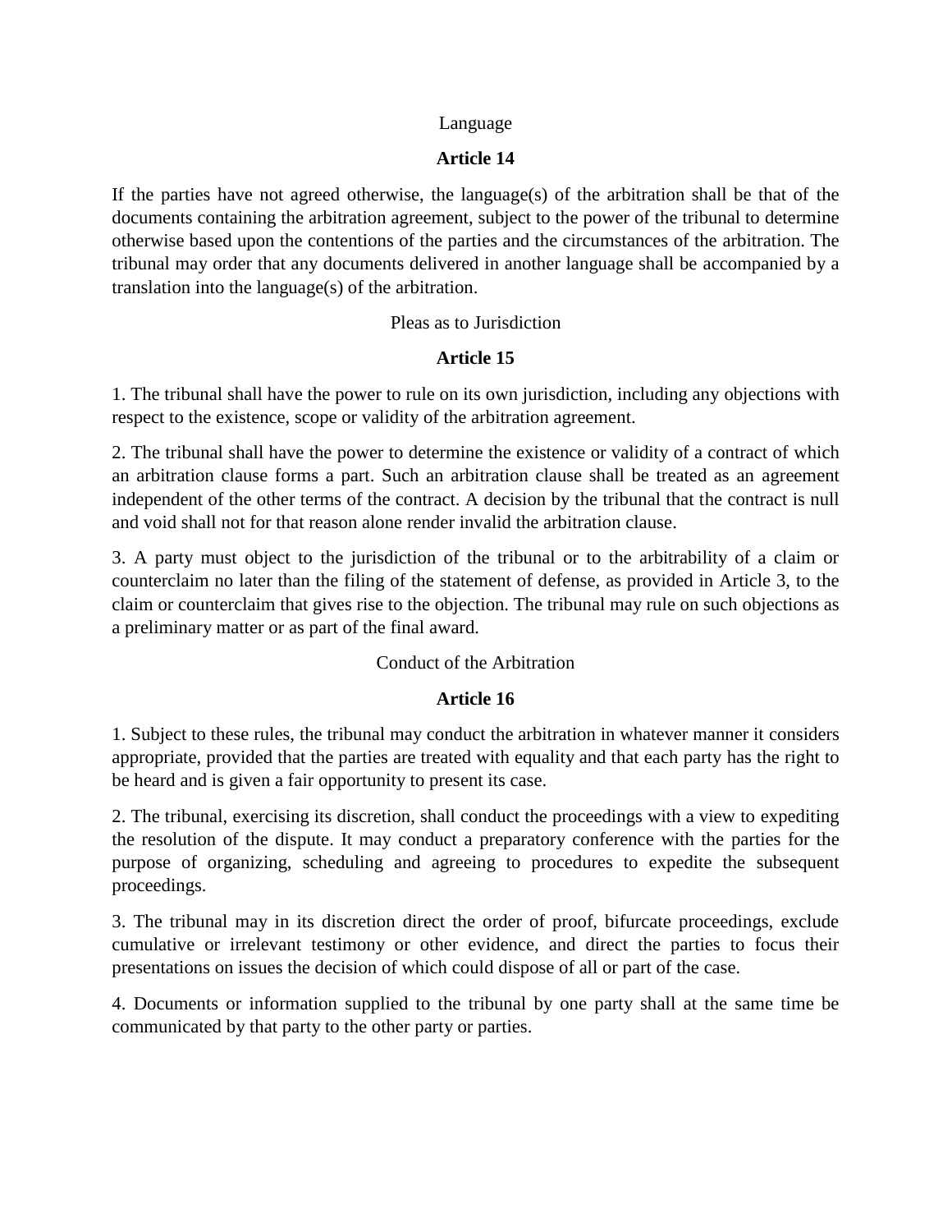Language

**Article 14**

If the parties have not agreed otherwise, the language(s) of the arbitration shall be that of the documents containing the arbitration agreement, subject to the power of the tribunal to determine otherwise based upon the contentions of the parties and the circumstances of the arbitration. The tribunal may order that any documents delivered in another language shall be accompanied by a translation into the language(s) of the arbitration.

Pleas as to Jurisdiction

**Article 15**

1. The tribunal shall have the power to rule on its own jurisdiction, including any objections with respect to the existence, scope or validity of the arbitration agreement.

2. The tribunal shall have the power to determine the existence or validity of a contract of which an arbitration clause forms a part. Such an arbitration clause shall be treated as an agreement independent of the other terms of the contract. A decision by the tribunal that the contract is null and void shall not for that reason alone render invalid the arbitration clause.

3. A party must object to the jurisdiction of the tribunal or to the arbitrability of a claim or counterclaim no later than the filing of the statement of defense, as provided in Article 3, to the claim or counterclaim that gives rise to the objection. The tribunal may rule on such objections as a preliminary matter or as part of the final award.

Conduct of the Arbitration

**Article 16**

1. Subject to these rules, the tribunal may conduct the arbitration in whatever manner it considers appropriate, provided that the parties are treated with equality and that each party has the right to be heard and is given a fair opportunity to present its case.

2. The tribunal, exercising its discretion, shall conduct the proceedings with a view to expediting the resolution of the dispute. It may conduct a preparatory conference with the parties for the purpose of organizing, scheduling and agreeing to procedures to expedite the subsequent proceedings.

3. The tribunal may in its discretion direct the order of proof, bifurcate proceedings, exclude cumulative or irrelevant testimony or other evidence, and direct the parties to focus their presentations on issues the decision of which could dispose of all or part of the case.

4. Documents or information supplied to the tribunal by one party shall at the same time be communicated by that party to the other party or parties.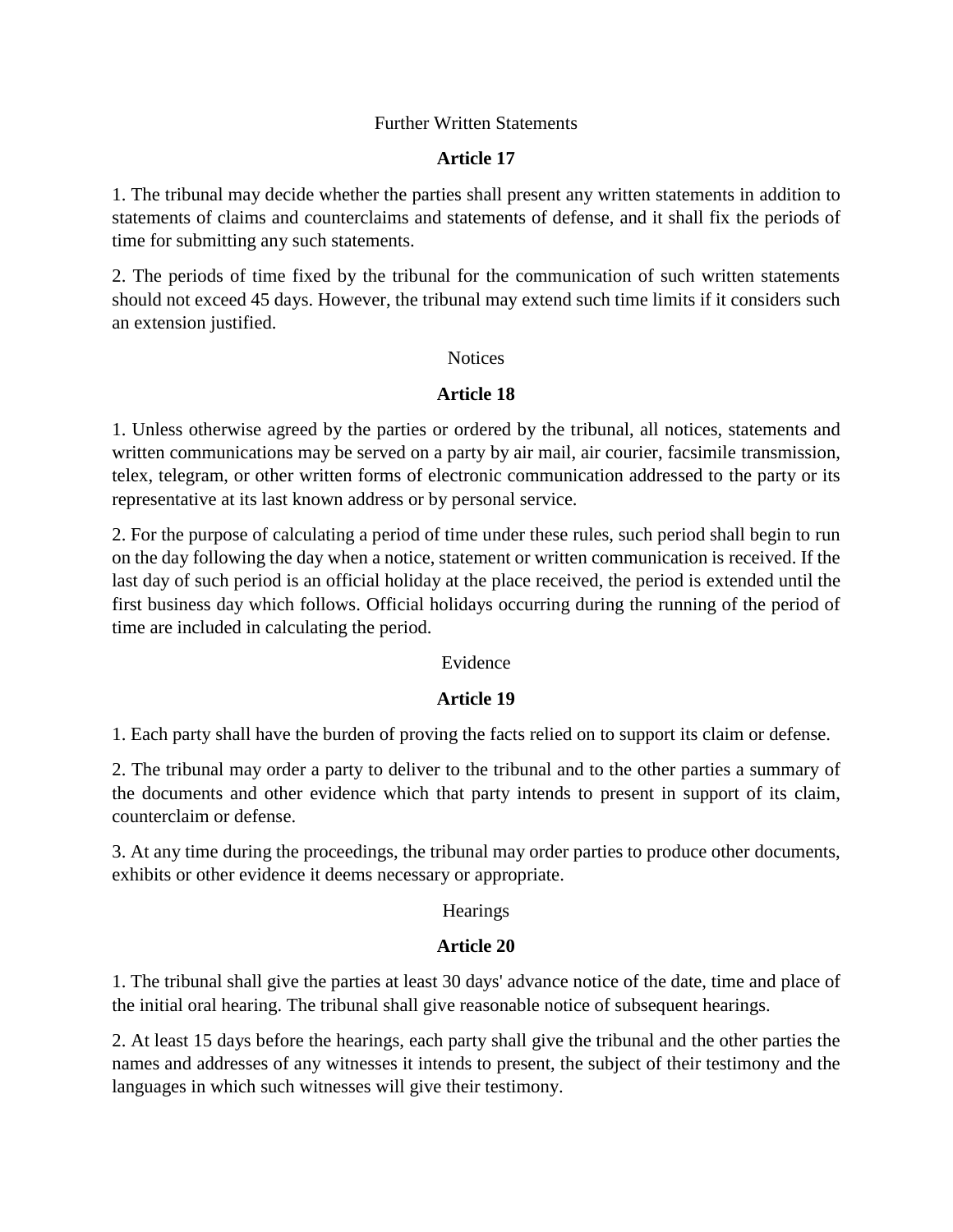Further Written Statements

**Article 17**

1. The tribunal may decide whether the parties shall present any written statements in addition to statements of claims and counterclaims and statements of defense, and it shall fix the periods of time for submitting any such statements.

2. The periods of time fixed by the tribunal for the communication of such written statements should not exceed 45 days. However, the tribunal may extend such time limits if it considers such an extension justified.

Notices

**Article 18**

1. Unless otherwise agreed by the parties or ordered by the tribunal, all notices, statements and written communications may be served on a party by air mail, air courier, facsimile transmission, telex, telegram, or other written forms of electronic communication addressed to the party or its representative at its last known address or by personal service.

2. For the purpose of calculating a period of time under these rules, such period shall begin to run on the day following the day when a notice, statement or written communication is received. If the last day of such period is an official holiday at the place received, the period is extended until the first business day which follows. Official holidays occurring during the running of the period of time are included in calculating the period.

Evidence

**Article 19**

1. Each party shall have the burden of proving the facts relied on to support its claim or defense.

2. The tribunal may order a party to deliver to the tribunal and to the other parties a summary of the documents and other evidence which that party intends to present in support of its claim, counterclaim or defense.

3. At any time during the proceedings, the tribunal may order parties to produce other documents, exhibits or other evidence it deems necessary or appropriate.

Hearings

**Article 20**

1. The tribunal shall give the parties at least 30 days' advance notice of the date, time and place of the initial oral hearing. The tribunal shall give reasonable notice of subsequent hearings.

2. At least 15 days before the hearings, each party shall give the tribunal and the other parties the names and addresses of any witnesses it intends to present, the subject of their testimony and the languages in which such witnesses will give their testimony.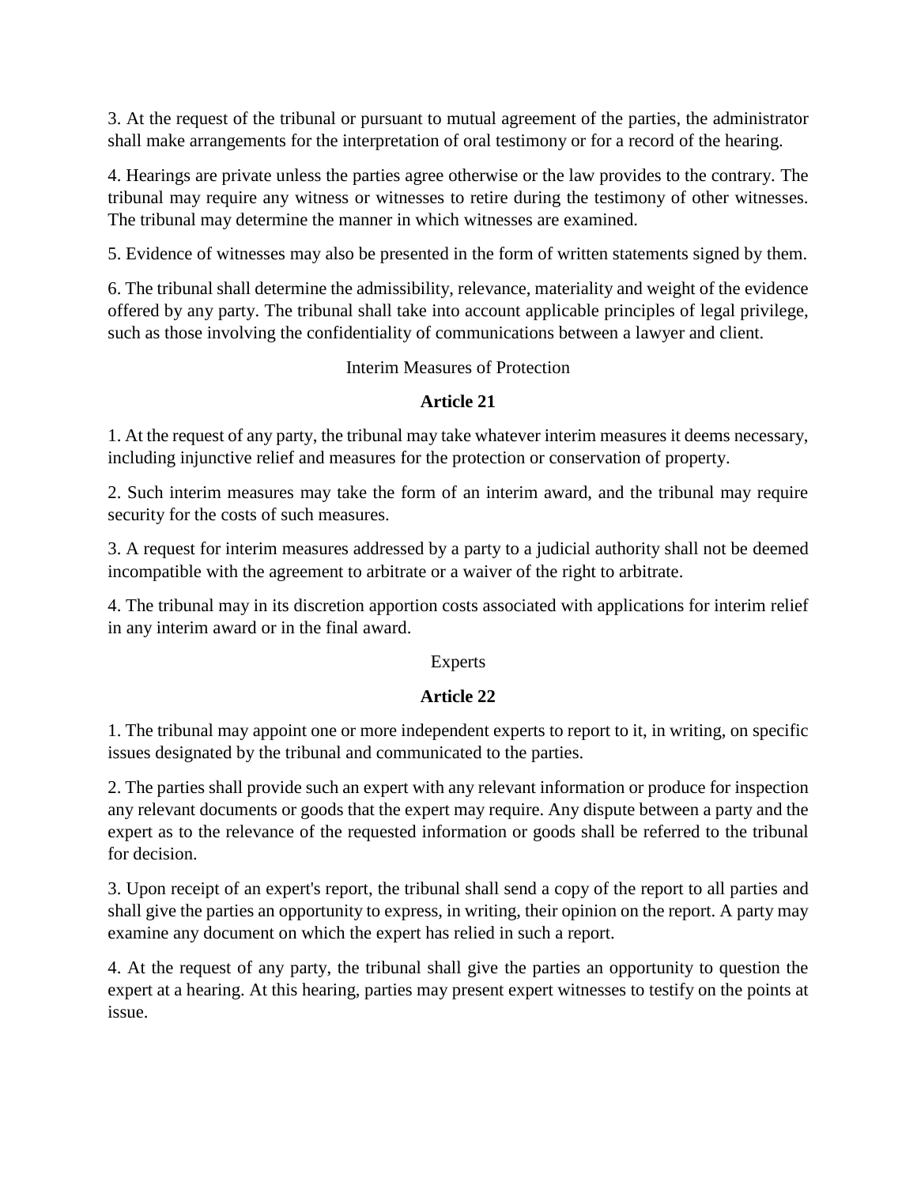3. At the request of the tribunal or pursuant to mutual agreement of the parties, the administrator shall make arrangements for the interpretation of oral testimony or for a record of the hearing.

4. Hearings are private unless the parties agree otherwise or the law provides to the contrary. The tribunal may require any witness or witnesses to retire during the testimony of other witnesses. The tribunal may determine the manner in which witnesses are examined.

5. Evidence of witnesses may also be presented in the form of written statements signed by them.

6. The tribunal shall determine the admissibility, relevance, materiality and weight of the evidence offered by any party. The tribunal shall take into account applicable principles of legal privilege, such as those involving the confidentiality of communications between a lawyer and client.

Interim Measures of Protection

**Article 21**

1. At the request of any party, the tribunal may take whatever interim measures it deems necessary, including injunctive relief and measures for the protection or conservation of property.

2. Such interim measures may take the form of an interim award, and the tribunal may require security for the costs of such measures.

3. A request for interim measures addressed by a party to a judicial authority shall not be deemed incompatible with the agreement to arbitrate or a waiver of the right to arbitrate.

4. The tribunal may in its discretion apportion costs associated with applications for interim relief in any interim award or in the final award.

Experts

**Article 22**

1. The tribunal may appoint one or more independent experts to report to it, in writing, on specific issues designated by the tribunal and communicated to the parties.

2. The parties shall provide such an expert with any relevant information or produce for inspection any relevant documents or goods that the expert may require. Any dispute between a party and the expert as to the relevance of the requested information or goods shall be referred to the tribunal for decision.

3. Upon receipt of an expert's report, the tribunal shall send a copy of the report to all parties and shall give the parties an opportunity to express, in writing, their opinion on the report. A party may examine any document on which the expert has relied in such a report.

4. At the request of any party, the tribunal shall give the parties an opportunity to question the expert at a hearing. At this hearing, parties may present expert witnesses to testify on the points at issue.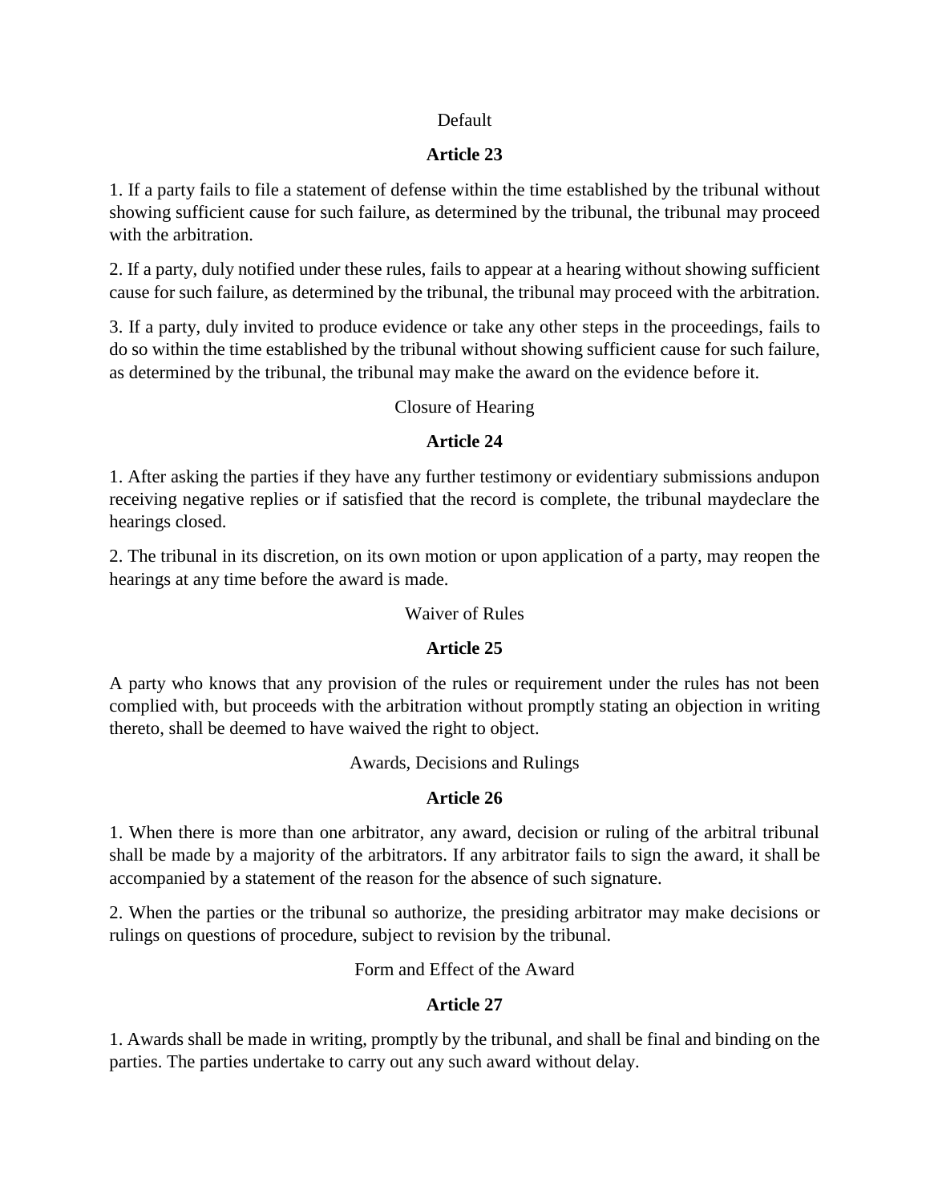Default

**Article 23**

1. If a party fails to file a statement of defense within the time established by the tribunal without showing sufficient cause for such failure, as determined by the tribunal, the tribunal may proceed with the arbitration.

2. If a party, duly notified under these rules, fails to appear at a hearing without showing sufficient cause for such failure, as determined by the tribunal, the tribunal may proceed with the arbitration.

3. If a party, duly invited to produce evidence or take any other steps in the proceedings, fails to do so within the time established by the tribunal without showing sufficient cause for such failure, as determined by the tribunal, the tribunal may make the award on the evidence before it.

Closure of Hearing

**Article 24**

1. After asking the parties if they have any further testimony or evidentiary submissions andupon receiving negative replies or if satisfied that the record is complete, the tribunal maydeclare the hearings closed.

2. The tribunal in its discretion, on its own motion or upon application of a party, may reopen the hearings at any time before the award is made.

Waiver of Rules

**Article 25**

A party who knows that any provision of the rules or requirement under the rules has not been complied with, but proceeds with the arbitration without promptly stating an objection in writing thereto, shall be deemed to have waived the right to object.

Awards, Decisions and Rulings

**Article 26**

1. When there is more than one arbitrator, any award, decision or ruling of the arbitral tribunal shall be made by a majority of the arbitrators. If any arbitrator fails to sign the award, it shall be accompanied by a statement of the reason for the absence of such signature.

2. When the parties or the tribunal so authorize, the presiding arbitrator may make decisions or rulings on questions of procedure, subject to revision by the tribunal.

Form and Effect of the Award

**Article 27**

1. Awards shall be made in writing, promptly by the tribunal, and shall be final and binding on the parties. The parties undertake to carry out any such award without delay.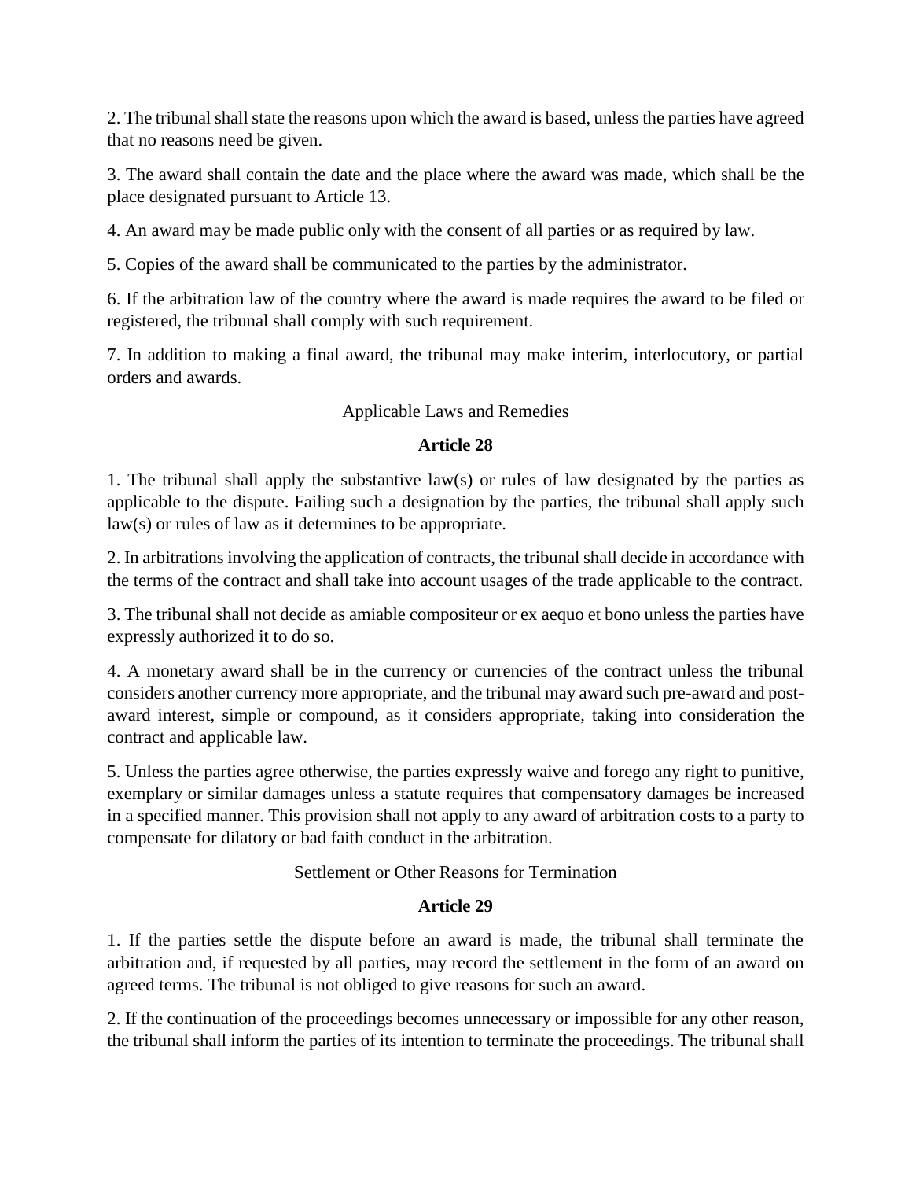2. The tribunal shall state the reasons upon which the award is based, unless the parties have agreed that no reasons need be given.

3. The award shall contain the date and the place where the award was made, which shall be the place designated pursuant to Article 13.

4. An award may be made public only with the consent of all parties or as required by law.

5. Copies of the award shall be communicated to the parties by the administrator.

6. If the arbitration law of the country where the award is made requires the award to be filed or registered, the tribunal shall comply with such requirement.

7. In addition to making a final award, the tribunal may make interim, interlocutory, or partial orders and awards.

Applicable Laws and Remedies

### Article 28

1. The tribunal shall apply the substantive law(s) or rules of law designated by the parties as applicable to the dispute. Failing such a designation by the parties, the tribunal shall apply such law(s) or rules of law as it determines to be appropriate.

2. In arbitrations involving the application of contracts, the tribunal shall decide in accordance with the terms of the contract and shall take into account usages of the trade applicable to the contract.

3. The tribunal shall not decide as amiable compositeur or ex aequo et bono unless the parties have expressly authorized it to do so.

4. A monetary award shall be in the currency or currencies of the contract unless the tribunal considers another currency more appropriate, and the tribunal may award such pre-award and post-award interest, simple or compound, as it considers appropriate, taking into consideration the contract and applicable law.

5. Unless the parties agree otherwise, the parties expressly waive and forego any right to punitive, exemplary or similar damages unless a statute requires that compensatory damages be increased in a specified manner. This provision shall not apply to any award of arbitration costs to a party to compensate for dilatory or bad faith conduct in the arbitration.

Settlement or Other Reasons for Termination

### Article 29

1. If the parties settle the dispute before an award is made, the tribunal shall terminate the arbitration and, if requested by all parties, may record the settlement in the form of an award on agreed terms. The tribunal is not obliged to give reasons for such an award.

2. If the continuation of the proceedings becomes unnecessary or impossible for any other reason, the tribunal shall inform the parties of its intention to terminate the proceedings. The tribunal shall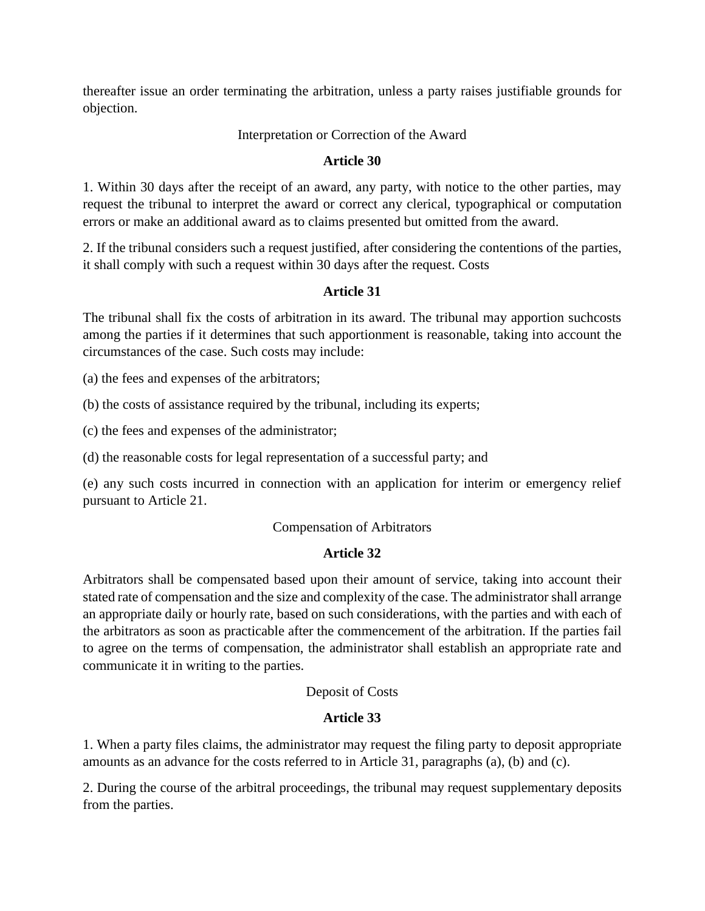thereafter issue an order terminating the arbitration, unless a party raises justifiable grounds for objection.

Interpretation or Correction of the Award

**Article 30**

1. Within 30 days after the receipt of an award, any party, with notice to the other parties, may request the tribunal to interpret the award or correct any clerical, typographical or computation errors or make an additional award as to claims presented but omitted from the award.

2. If the tribunal considers such a request justified, after considering the contentions of the parties, it shall comply with such a request within 30 days after the request. Costs

**Article 31**

The tribunal shall fix the costs of arbitration in its award. The tribunal may apportion suchcosts among the parties if it determines that such apportionment is reasonable, taking into account the circumstances of the case. Such costs may include:

(a) the fees and expenses of the arbitrators;

(b) the costs of assistance required by the tribunal, including its experts;

(c) the fees and expenses of the administrator;

(d) the reasonable costs for legal representation of a successful party; and

(e) any such costs incurred in connection with an application for interim or emergency relief pursuant to Article 21.

Compensation of Arbitrators

**Article 32**

Arbitrators shall be compensated based upon their amount of service, taking into account their stated rate of compensation and the size and complexity of the case. The administrator shall arrange an appropriate daily or hourly rate, based on such considerations, with the parties and with each of the arbitrators as soon as practicable after the commencement of the arbitration. If the parties fail to agree on the terms of compensation, the administrator shall establish an appropriate rate and communicate it in writing to the parties.

Deposit of Costs

**Article 33**

1. When a party files claims, the administrator may request the filing party to deposit appropriate amounts as an advance for the costs referred to in Article 31, paragraphs (a), (b) and (c).

2. During the course of the arbitral proceedings, the tribunal may request supplementary deposits from the parties.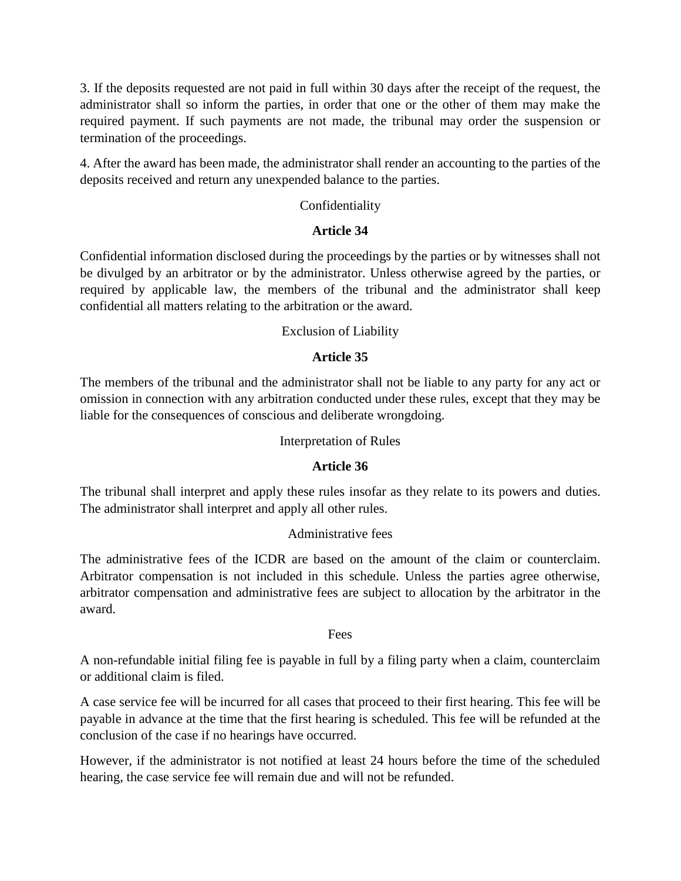3. If the deposits requested are not paid in full within 30 days after the receipt of the request, the administrator shall so inform the parties, in order that one or the other of them may make the required payment. If such payments are not made, the tribunal may order the suspension or termination of the proceedings.

4. After the award has been made, the administrator shall render an accounting to the parties of the deposits received and return any unexpended balance to the parties.

Confidentiality

**Article 34**

Confidential information disclosed during the proceedings by the parties or by witnesses shall not be divulged by an arbitrator or by the administrator. Unless otherwise agreed by the parties, or required by applicable law, the members of the tribunal and the administrator shall keep confidential all matters relating to the arbitration or the award.

Exclusion of Liability

**Article 35**

The members of the tribunal and the administrator shall not be liable to any party for any act or omission in connection with any arbitration conducted under these rules, except that they may be liable for the consequences of conscious and deliberate wrongdoing.

Interpretation of Rules

**Article 36**

The tribunal shall interpret and apply these rules insofar as they relate to its powers and duties. The administrator shall interpret and apply all other rules.

Administrative fees

The administrative fees of the ICDR are based on the amount of the claim or counterclaim. Arbitrator compensation is not included in this schedule. Unless the parties agree otherwise, arbitrator compensation and administrative fees are subject to allocation by the arbitrator in the award.

Fees

A non-refundable initial filing fee is payable in full by a filing party when a claim, counterclaim or additional claim is filed.

A case service fee will be incurred for all cases that proceed to their first hearing. This fee will be payable in advance at the time that the first hearing is scheduled. This fee will be refunded at the conclusion of the case if no hearings have occurred.

However, if the administrator is not notified at least 24 hours before the time of the scheduled hearing, the case service fee will remain due and will not be refunded.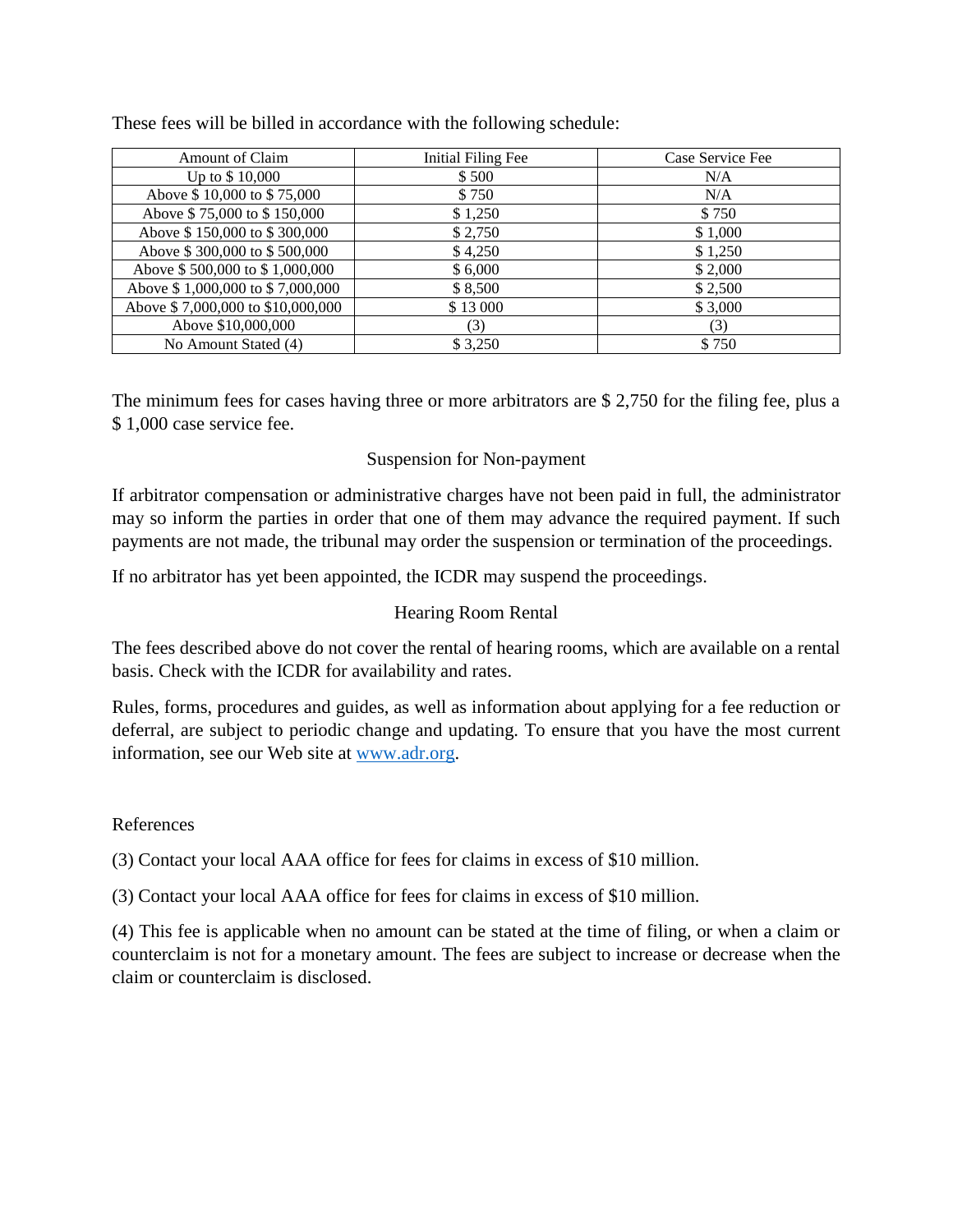These fees will be billed in accordance with the following schedule:

| Amount of Claim | Initial Filing Fee | Case Service Fee |
|---|---|---|
| Up to $ 10,000 | $ 500 | N/A |
| Above $ 10,000 to $ 75,000 | $ 750 | N/A |
| Above $ 75,000 to $ 150,000 | $ 1,250 | $ 750 |
| Above $ 150,000 to $ 300,000 | $ 2,750 | $ 1,000 |
| Above $ 300,000 to $ 500,000 | $ 4,250 | $ 1,250 |
| Above $ 500,000 to $ 1,000,000 | $ 6,000 | $ 2,000 |
| Above $ 1,000,000 to $ 7,000,000 | $ 8,500 | $ 2,500 |
| Above $ 7,000,000 to $10,000,000 | $ 13 000 | $ 3,000 |
| Above $10,000,000 | (3) | (3) |
| No Amount Stated (4) | $ 3,250 | $ 750 |

The minimum fees for cases having three or more arbitrators are $ 2,750 for the filing fee, plus a $ 1,000 case service fee.

## Suspension for Non-payment

If arbitrator compensation or administrative charges have not been paid in full, the administrator may so inform the parties in order that one of them may advance the required payment. If such payments are not made, the tribunal may order the suspension or termination of the proceedings.

If no arbitrator has yet been appointed, the ICDR may suspend the proceedings.

## Hearing Room Rental

The fees described above do not cover the rental of hearing rooms, which are available on a rental basis. Check with the ICDR for availability and rates.

Rules, forms, procedures and guides, as well as information about applying for a fee reduction or deferral, are subject to periodic change and updating. To ensure that you have the most current information, see our Web site at [www.adr.org](http://www.adr.org).

References

(3) Contact your local AAA office for fees for claims in excess of $10 million.

(3) Contact your local AAA office for fees for claims in excess of $10 million.

(4) This fee is applicable when no amount can be stated at the time of filing, or when a claim or counterclaim is not for a monetary amount. The fees are subject to increase or decrease when the claim or counterclaim is disclosed.